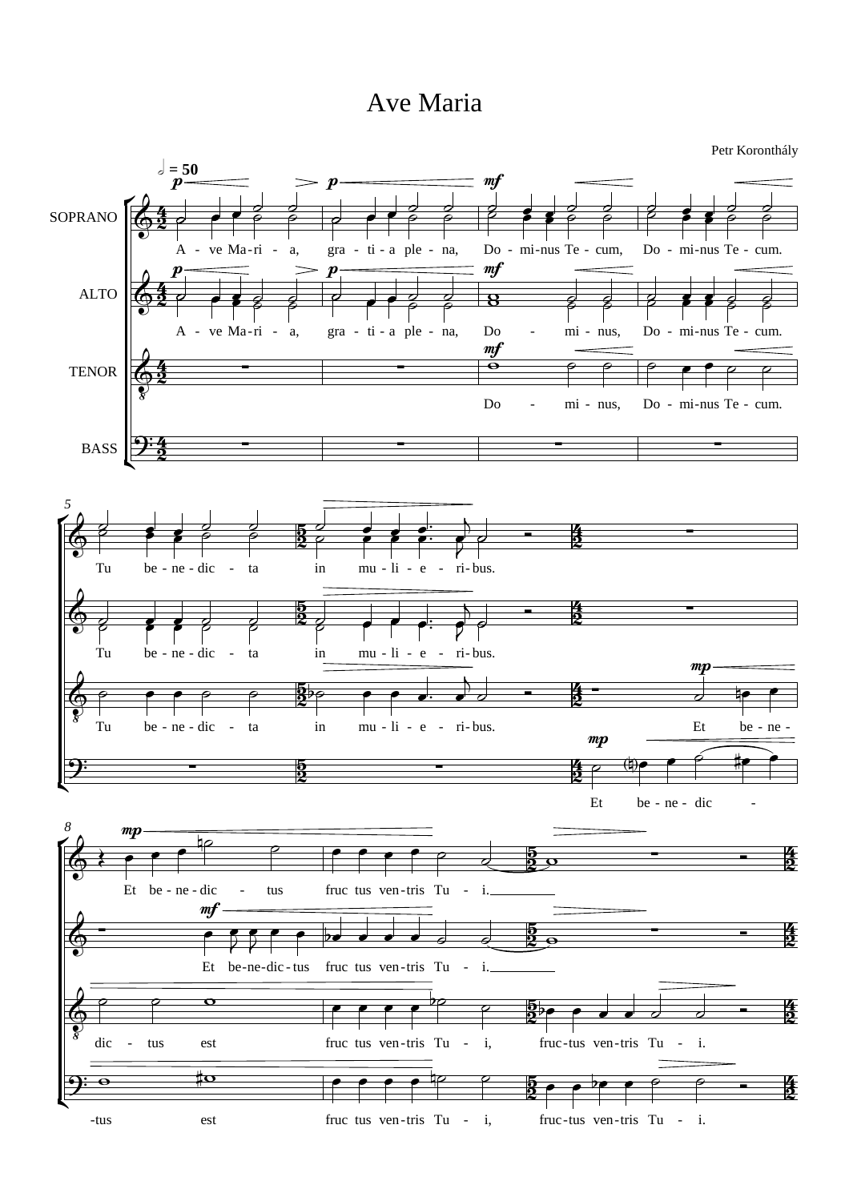# Ave Maria

Petr Koronthály